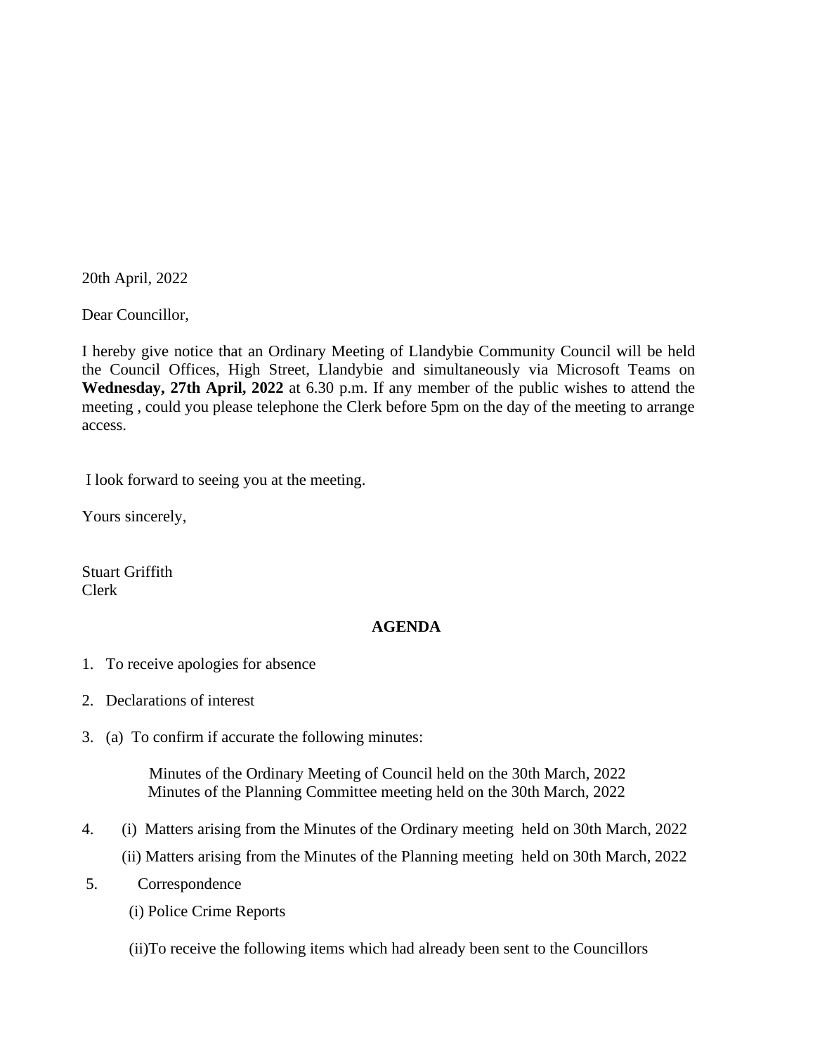20th April, 2022

Dear Councillor,

I hereby give notice that an Ordinary Meeting of Llandybie Community Council will be held the Council Offices, High Street, Llandybie and simultaneously via Microsoft Teams on **Wednesday, 27th April, 2022** at 6.30 p.m. If any member of the public wishes to attend the meeting , could you please telephone the Clerk before 5pm on the day of the meeting to arrange access.

I look forward to seeing you at the meeting.

Yours sincerely,

Stuart Griffith
Clerk

**AGENDA**

1. To receive apologies for absence

2. Declarations of interest

3. (a) To confirm if accurate the following minutes:

   Minutes of the Ordinary Meeting of Council held on the 30th March, 2022
   Minutes of the Planning Committee meeting held on the 30th March, 2022

4. (i) Matters arising from the Minutes of the Ordinary meeting held on 30th March, 2022

   (ii) Matters arising from the Minutes of the Planning meeting held on 30th March, 2022

5. Correspondence

   (i) Police Crime Reports

   (ii)To receive the following items which had already been sent to the Councillors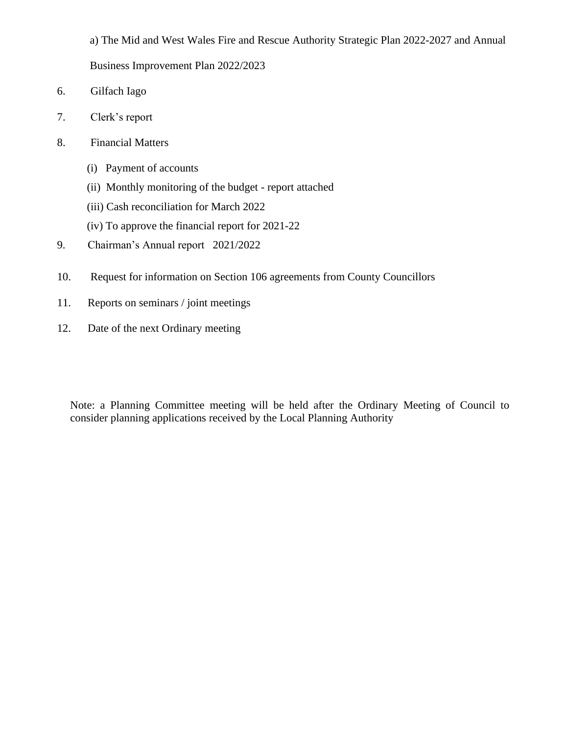a) The Mid and West Wales Fire and Rescue Authority Strategic Plan 2022-2027 and Annual Business Improvement Plan 2022/2023

6. Gilfach Iago

7. Clerk's report

8. Financial Matters

   (i) Payment of accounts

   (ii) Monthly monitoring of the budget - report attached

   (iii) Cash reconciliation for March 2022

   (iv) To approve the financial report for 2021-22

9. Chairman's Annual report 2021/2022

10. Request for information on Section 106 agreements from County Councillors

11. Reports on seminars / joint meetings

12. Date of the next Ordinary meeting

Note: a Planning Committee meeting will be held after the Ordinary Meeting of Council to consider planning applications received by the Local Planning Authority